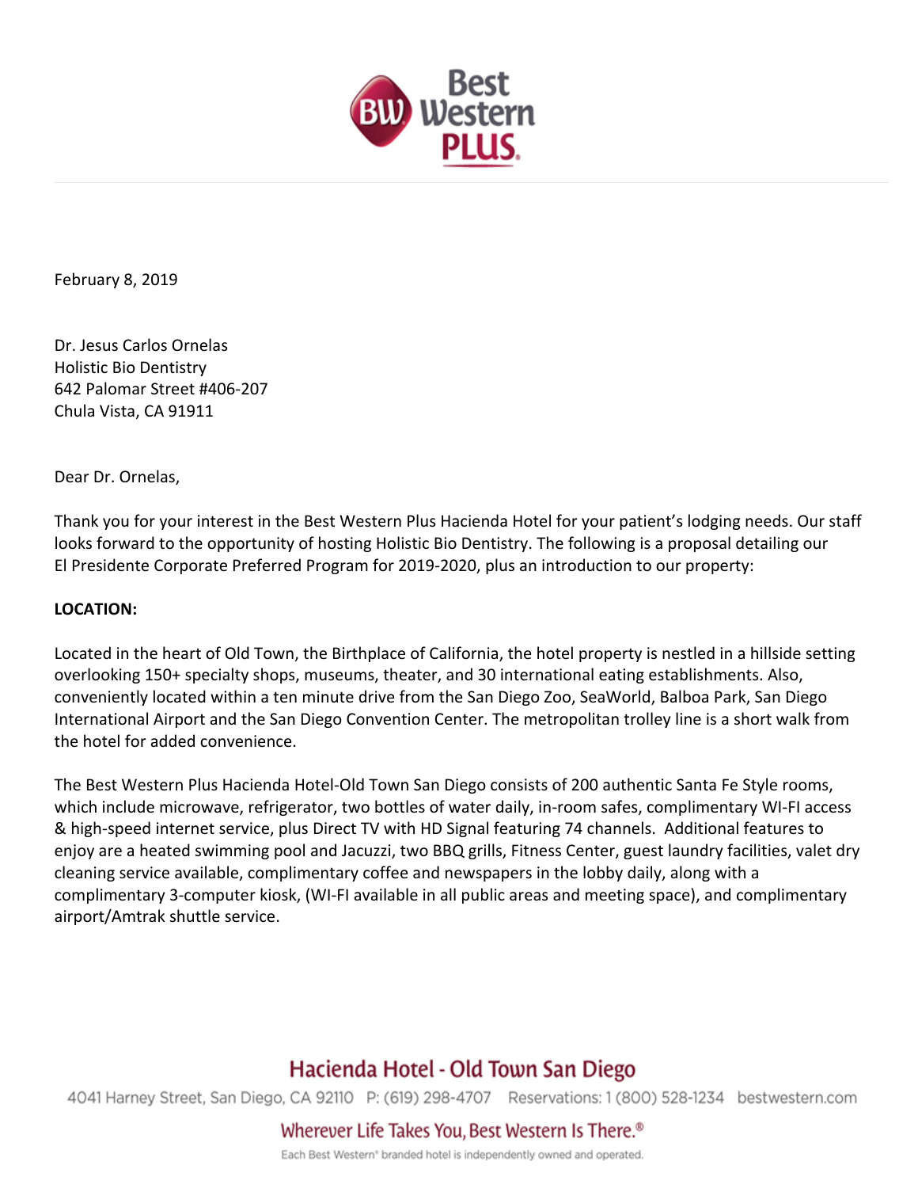February 8, 2019

Dr. Jesus Carlos Ornelas
Holistic Bio Dentistry
642 Palomar Street #406-207
Chula Vista, CA 91911

Dear Dr. Ornelas,

Thank you for your interest in the Best Western Plus Hacienda Hotel for your patient's lodging needs. Our staff looks forward to the opportunity of hosting Holistic Bio Dentistry. The following is a proposal detailing our El Presidente Corporate Preferred Program for 2019-2020, plus an introduction to our property:

**LOCATION:**

Located in the heart of Old Town, the Birthplace of California, the hotel property is nestled in a hillside setting overlooking 150+ specialty shops, museums, theater, and 30 international eating establishments. Also, conveniently located within a ten minute drive from the San Diego Zoo, SeaWorld, Balboa Park, San Diego International Airport and the San Diego Convention Center. The metropolitan trolley line is a short walk from the hotel for added convenience.

The Best Western Plus Hacienda Hotel-Old Town San Diego consists of 200 authentic Santa Fe Style rooms, which include microwave, refrigerator, two bottles of water daily, in-room safes, complimentary WI-FI access & high-speed internet service, plus Direct TV with HD Signal featuring 74 channels. Additional features to enjoy are a heated swimming pool and Jacuzzi, two BBQ grills, Fitness Center, guest laundry facilities, valet dry cleaning service available, complimentary coffee and newspapers in the lobby daily, along with a complimentary 3-computer kiosk, (WI-FI available in all public areas and meeting space), and complimentary airport/Amtrak shuttle service.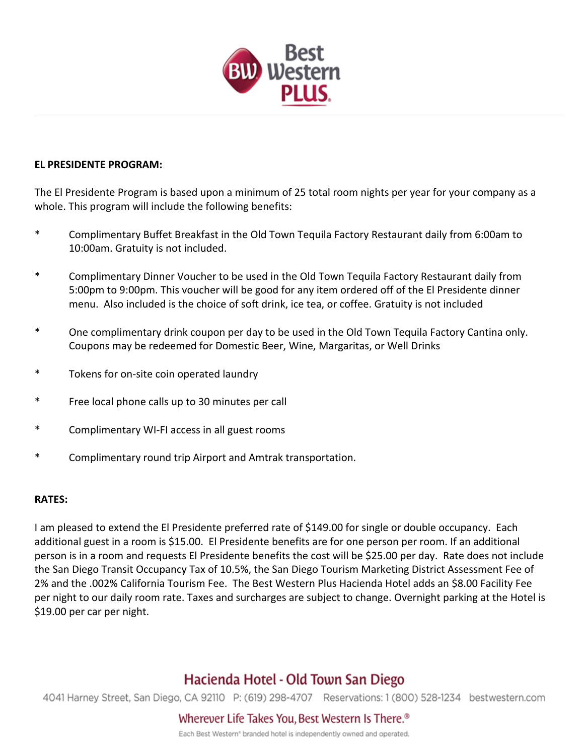**EL PRESIDENTE PROGRAM:**

The El Presidente Program is based upon a minimum of 25 total room nights per year for your company as a whole. This program will include the following benefits:

* Complimentary Buffet Breakfast in the Old Town Tequila Factory Restaurant daily from 6:00am to 10:00am. Gratuity is not included.
* Complimentary Dinner Voucher to be used in the Old Town Tequila Factory Restaurant daily from 5:00pm to 9:00pm. This voucher will be good for any item ordered off of the El Presidente dinner menu. Also included is the choice of soft drink, ice tea, or coffee. Gratuity is not included
* One complimentary drink coupon per day to be used in the Old Town Tequila Factory Cantina only. Coupons may be redeemed for Domestic Beer, Wine, Margaritas, or Well Drinks
* Tokens for on-site coin operated laundry
* Free local phone calls up to 30 minutes per call
* Complimentary WI-FI access in all guest rooms
* Complimentary round trip Airport and Amtrak transportation.

**RATES:**

I am pleased to extend the El Presidente preferred rate of $149.00 for single or double occupancy. Each additional guest in a room is $15.00. El Presidente benefits are for one person per room. If an additional person is in a room and requests El Presidente benefits the cost will be $25.00 per day. Rate does not include the San Diego Transit Occupancy Tax of 10.5%, the San Diego Tourism Marketing District Assessment Fee of 2% and the .002% California Tourism Fee. The Best Western Plus Hacienda Hotel adds an $8.00 Facility Fee per night to our daily room rate. Taxes and surcharges are subject to change. Overnight parking at the Hotel is $19.00 per car per night.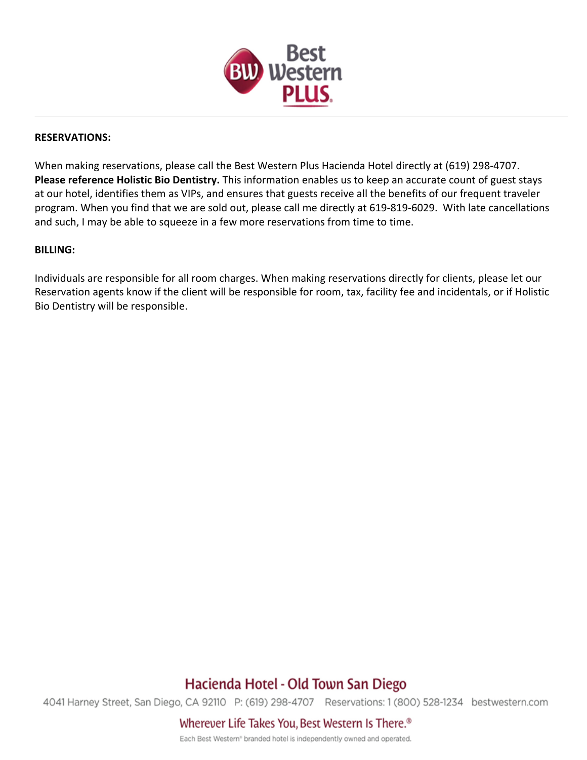**RESERVATIONS:**

When making reservations, please call the Best Western Plus Hacienda Hotel directly at (619) 298-4707. **Please reference Holistic Bio Dentistry.** This information enables us to keep an accurate count of guest stays at our hotel, identifies them as VIPs, and ensures that guests receive all the benefits of our frequent traveler program. When you find that we are sold out, please call me directly at 619-819-6029. With late cancellations and such, I may be able to squeeze in a few more reservations from time to time.

**BILLING:**

Individuals are responsible for all room charges. When making reservations directly for clients, please let our Reservation agents know if the client will be responsible for room, tax, facility fee and incidentals, or if Holistic Bio Dentistry will be responsible.